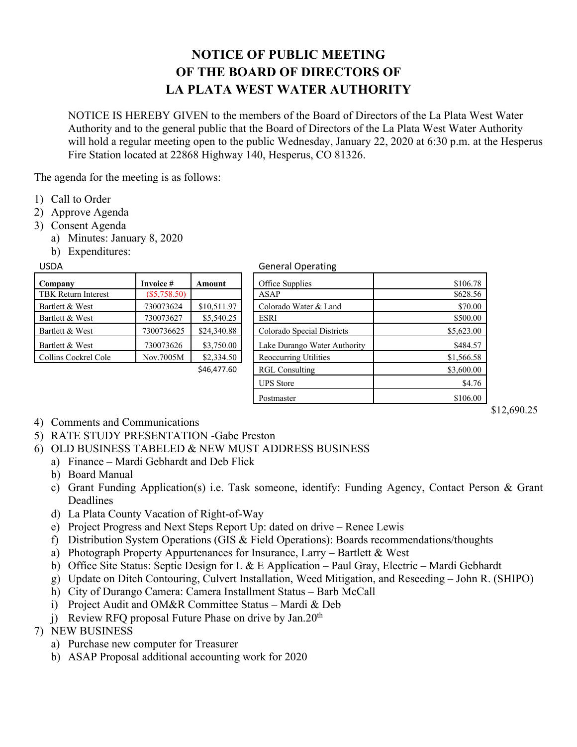# NOTICE OF PUBLIC MEETING
# OF THE BOARD OF DIRECTORS OF
# LA PLATA WEST WATER AUTHORITY

NOTICE IS HEREBY GIVEN to the members of the Board of Directors of the La Plata West Water Authority and to the general public that the Board of Directors of the La Plata West Water Authority will hold a regular meeting open to the public Wednesday, January 22, 2020 at 6:30 p.m. at the Hesperus Fire Station located at 22868 Highway 140, Hesperus, CO 81326.

The agenda for the meeting is as follows:

1) Call to Order
2) Approve Agenda
3) Consent Agenda
   a) Minutes: January 8, 2020
   b) Expenditures:

USDA

| Company | Invoice # | Amount |
|---|---|---|
| TBK Return Interest | ($5,758.50) | |
| Bartlett & West | 730073624 | $10,511.97 |
| Bartlett & West | 730073627 | $5,540.25 |
| Bartlett & West | 7300736625 | $24,340.88 |
| Bartlett & West | 730073626 | $3,750.00 |
| Collins Cockrel Cole | Nov.7005M | $2,334.50 |
| | | $46,477.60 |

General Operating

| | |
|---|---|
| Office Supplies | $106.78 |
| ASAP | $628.56 |
| Colorado Water & Land | $70.00 |
| ESRI | $500.00 |
| Colorado Special Districts | $5,623.00 |
| Lake Durango Water Authority | $484.57 |
| Reoccurring Utilities | $1,566.58 |
| RGL Consulting | $3,600.00 |
| UPS Store | $4.76 |
| Postmaster | $106.00 |
| | $12,690.25 |

4) Comments and Communications
5) RATE STUDY PRESENTATION -Gabe Preston
6) OLD BUSINESS TABELED & NEW MUST ADDRESS BUSINESS
   a) Finance – Mardi Gebhardt and Deb Flick
   b) Board Manual
   c) Grant Funding Application(s) i.e. Task someone, identify: Funding Agency, Contact Person & Grant Deadlines
   d) La Plata County Vacation of Right-of-Way
   e) Project Progress and Next Steps Report Up: dated on drive – Renee Lewis
   f) Distribution System Operations (GIS & Field Operations): Boards recommendations/thoughts
   a) Photograph Property Appurtenances for Insurance, Larry – Bartlett & West
   b) Office Site Status: Septic Design for L & E Application – Paul Gray, Electric – Mardi Gebhardt
   g) Update on Ditch Contouring, Culvert Installation, Weed Mitigation, and Reseeding – John R. (SHIPO)
   h) City of Durango Camera: Camera Installment Status – Barb McCall
   i) Project Audit and OM&R Committee Status – Mardi & Deb
   j) Review RFQ proposal Future Phase on drive by Jan.20th
7) NEW BUSINESS
   a) Purchase new computer for Treasurer
   b) ASAP Proposal additional accounting work for 2020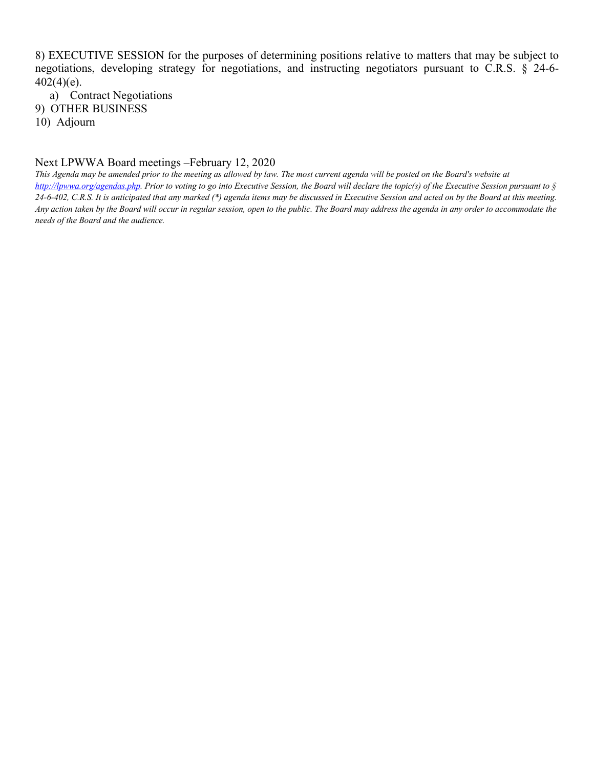8) EXECUTIVE SESSION for the purposes of determining positions relative to matters that may be subject to negotiations, developing strategy for negotiations, and instructing negotiators pursuant to C.R.S. § 24-6-402(4)(e).

   a) Contract Negotiations

9) OTHER BUSINESS

10) Adjourn

Next LPWWA Board meetings –February 12, 2020

*This Agenda may be amended prior to the meeting as allowed by law. The most current agenda will be posted on the Board's website at [http://lpwwa.org/agendas.php](http://lpwwa.org/agendas.php). Prior to voting to go into Executive Session, the Board will declare the topic(s) of the Executive Session pursuant to § 24-6-402, C.R.S. It is anticipated that any marked (*) agenda items may be discussed in Executive Session and acted on by the Board at this meeting. Any action taken by the Board will occur in regular session, open to the public. The Board may address the agenda in any order to accommodate the needs of the Board and the audience.*